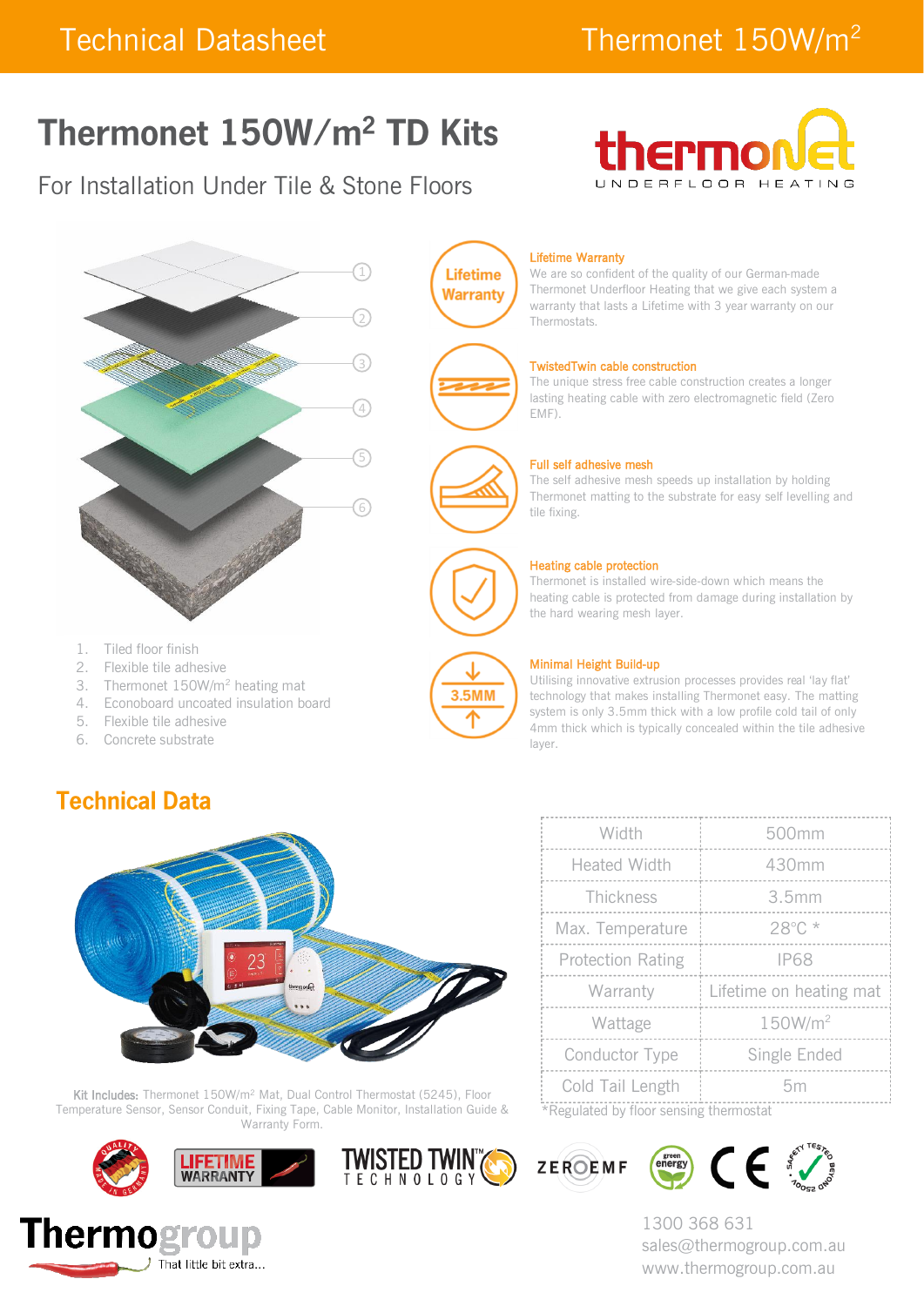Technical Datasheet

Thermonet 150W/m²

# Thermonet 150W/m² TD Kits

## For Installation Under Tile & Stone Floors

thermonet UNDERFLOOR HEATING

1. Tiled floor finish
2. Flexible tile adhesive
3. Thermonet 150W/m² heating mat
4. Econoboard uncoated insulation board
5. Flexible tile adhesive
6. Concrete substrate

**Lifetime Warranty**
We are so confident of the quality of our German-made Thermonet Underfloor Heating that we give each system a warranty that lasts a Lifetime with 3 year warranty on our Thermostats.

**TwistedTwin cable construction**
The unique stress free cable construction creates a longer lasting heating cable with zero electromagnetic field (Zero EMF).

**Full self adhesive mesh**
The self adhesive mesh speeds up installation by holding Thermonet matting to the substrate for easy self levelling and tile fixing.

**Heating cable protection**
Thermonet is installed wire-side-down which means the heating cable is protected from damage during installation by the hard wearing mesh layer.

**Minimal Height Build-up**
Utilising innovative extrusion processes provides real 'lay flat' technology that makes installing Thermonet easy. The matting system is only 3.5mm thick with a low profile cold tail of only 4mm thick which is typically concealed within the tile adhesive layer.

## Technical Data

**Kit Includes:** Thermonet 150W/m² Mat, Dual Control Thermostat (5245), Floor Temperature Sensor, Sensor Conduit, Fixing Tape, Cable Monitor, Installation Guide & Warranty Form.

| | |
|---|---|
| Width | 500mm |
| Heated Width | 430mm |
| Thickness | 3.5mm |
| Max. Temperature | 28°C * |
| Protection Rating | IP68 |
| Warranty | Lifetime on heating mat |
| Wattage | 150W/m² |
| Conductor Type | Single Ended |
| Cold Tail Length | 5m |

*Regulated by floor sensing thermostat

LIFETIME WARRANTY — TWISTED TWIN™ TECHNOLOGY — ZEROEMF — green energy — CE

Thermogroup — That little bit extra...

1300 368 631
sales@thermogroup.com.au
www.thermogroup.com.au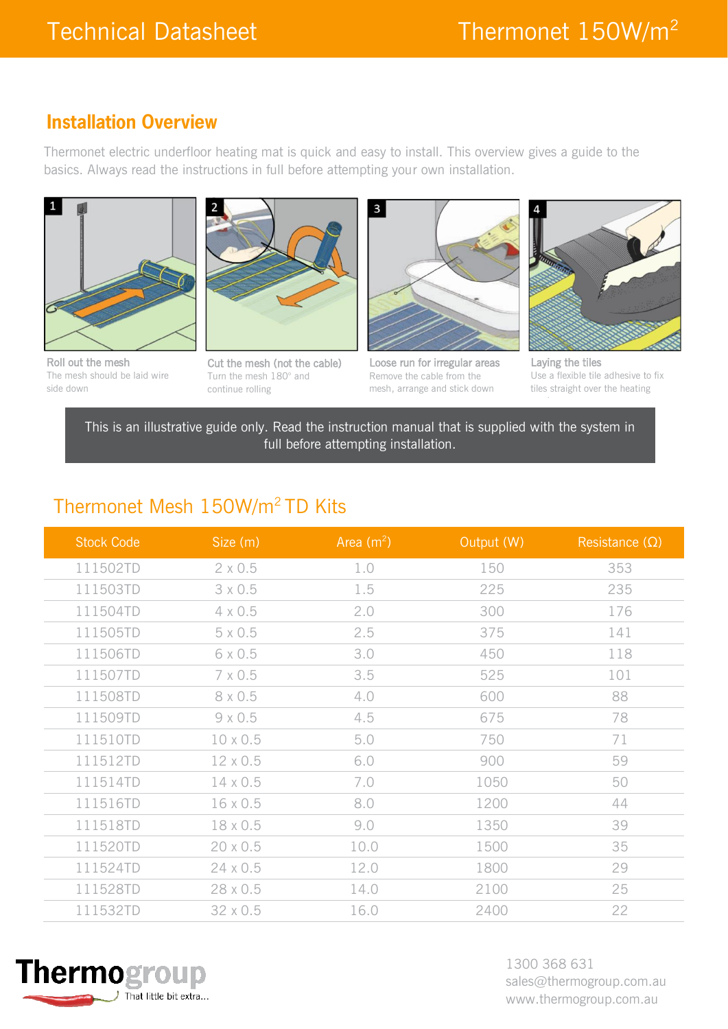# Technical Datasheet — Thermonet 150W/m$^2$

## Installation Overview

Thermonet electric underfloor heating mat is quick and easy to install. This overview gives a guide to the basics. Always read the instructions in full before attempting your own installation.

1 **Roll out the mesh**
The mesh should be laid wire side down

2 **Cut the mesh (not the cable)**
Turn the mesh 180° and continue rolling

3 **Loose run for irregular areas**
Remove the cable from the mesh, arrange and stick down

4 **Laying the tiles**
Use a flexible tile adhesive to fix tiles straight over the heating

This is an illustrative guide only. Read the instruction manual that is supplied with the system in full before attempting installation.

## Thermonet Mesh 150W/m$^2$ TD Kits

| Stock Code | Size (m) | Area (m$^2$) | Output (W) | Resistance (Ω) |
|---|---|---|---|---|
| 111502TD | 2 x 0.5 | 1.0 | 150 | 353 |
| 111503TD | 3 x 0.5 | 1.5 | 225 | 235 |
| 111504TD | 4 x 0.5 | 2.0 | 300 | 176 |
| 111505TD | 5 x 0.5 | 2.5 | 375 | 141 |
| 111506TD | 6 x 0.5 | 3.0 | 450 | 118 |
| 111507TD | 7 x 0.5 | 3.5 | 525 | 101 |
| 111508TD | 8 x 0.5 | 4.0 | 600 | 88 |
| 111509TD | 9 x 0.5 | 4.5 | 675 | 78 |
| 111510TD | 10 x 0.5 | 5.0 | 750 | 71 |
| 111512TD | 12 x 0.5 | 6.0 | 900 | 59 |
| 111514TD | 14 x 0.5 | 7.0 | 1050 | 50 |
| 111516TD | 16 x 0.5 | 8.0 | 1200 | 44 |
| 111518TD | 18 x 0.5 | 9.0 | 1350 | 39 |
| 111520TD | 20 x 0.5 | 10.0 | 1500 | 35 |
| 111524TD | 24 x 0.5 | 12.0 | 1800 | 29 |
| 111528TD | 28 x 0.5 | 14.0 | 2100 | 25 |
| 111532TD | 32 x 0.5 | 16.0 | 2400 | 22 |

Thermogroup
That little bit extra...

1300 368 631
sales@thermogroup.com.au
www.thermogroup.com.au